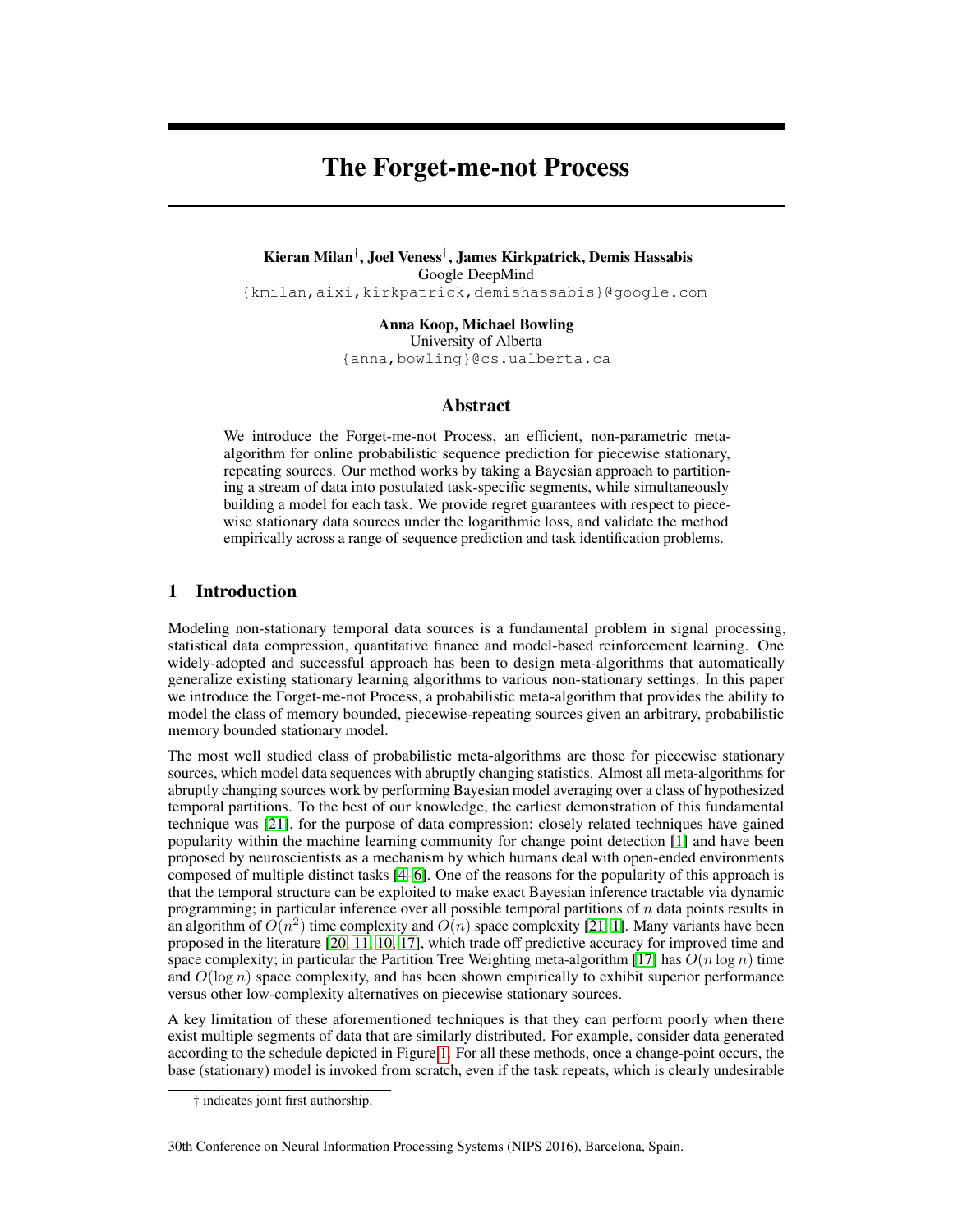# The Forget-me-not Process

**Kieran Milan**[†]**, Joel Veness**[†]**, James Kirkpatrick, Demis Hassabis**
Google DeepMind
{kmilan,aixi,kirkpatrick,demishassabis}@google.com

**Anna Koop, Michael Bowling**
University of Alberta
{anna,bowling}@cs.ualberta.ca

## Abstract

We introduce the Forget-me-not Process, an efficient, non-parametric meta-algorithm for online probabilistic sequence prediction for piecewise stationary, repeating sources. Our method works by taking a Bayesian approach to partitioning a stream of data into postulated task-specific segments, while simultaneously building a model for each task. We provide regret guarantees with respect to piecewise stationary data sources under the logarithmic loss, and validate the method empirically across a range of sequence prediction and task identification problems.

## 1 Introduction

Modeling non-stationary temporal data sources is a fundamental problem in signal processing, statistical data compression, quantitative finance and model-based reinforcement learning. One widely-adopted and successful approach has been to design meta-algorithms that automatically generalize existing stationary learning algorithms to various non-stationary settings. In this paper we introduce the Forget-me-not Process, a probabilistic meta-algorithm that provides the ability to model the class of memory bounded, piecewise-repeating sources given an arbitrary, probabilistic memory bounded stationary model.

The most well studied class of probabilistic meta-algorithms are those for piecewise stationary sources, which model data sequences with abruptly changing statistics. Almost all meta-algorithms for abruptly changing sources work by performing Bayesian model averaging over a class of hypothesized temporal partitions. To the best of our knowledge, the earliest demonstration of this fundamental technique was [21], for the purpose of data compression; closely related techniques have gained popularity within the machine learning community for change point detection [1] and have been proposed by neuroscientists as a mechanism by which humans deal with open-ended environments composed of multiple distinct tasks [4–6]. One of the reasons for the popularity of this approach is that the temporal structure can be exploited to make exact Bayesian inference tractable via dynamic programming; in particular inference over all possible temporal partitions of $n$ data points results in an algorithm of $O(n^2)$ time complexity and $O(n)$ space complexity [21, 1]. Many variants have been proposed in the literature [20, 11, 10, 17], which trade off predictive accuracy for improved time and space complexity; in particular the Partition Tree Weighting meta-algorithm [17] has $O(n \log n)$ time and $O(\log n)$ space complexity, and has been shown empirically to exhibit superior performance versus other low-complexity alternatives on piecewise stationary sources.

A key limitation of these aforementioned techniques is that they can perform poorly when there exist multiple segments of data that are similarly distributed. For example, consider data generated according to the schedule depicted in Figure 1. For all these methods, once a change-point occurs, the base (stationary) model is invoked from scratch, even if the task repeats, which is clearly undesirable

† indicates joint first authorship.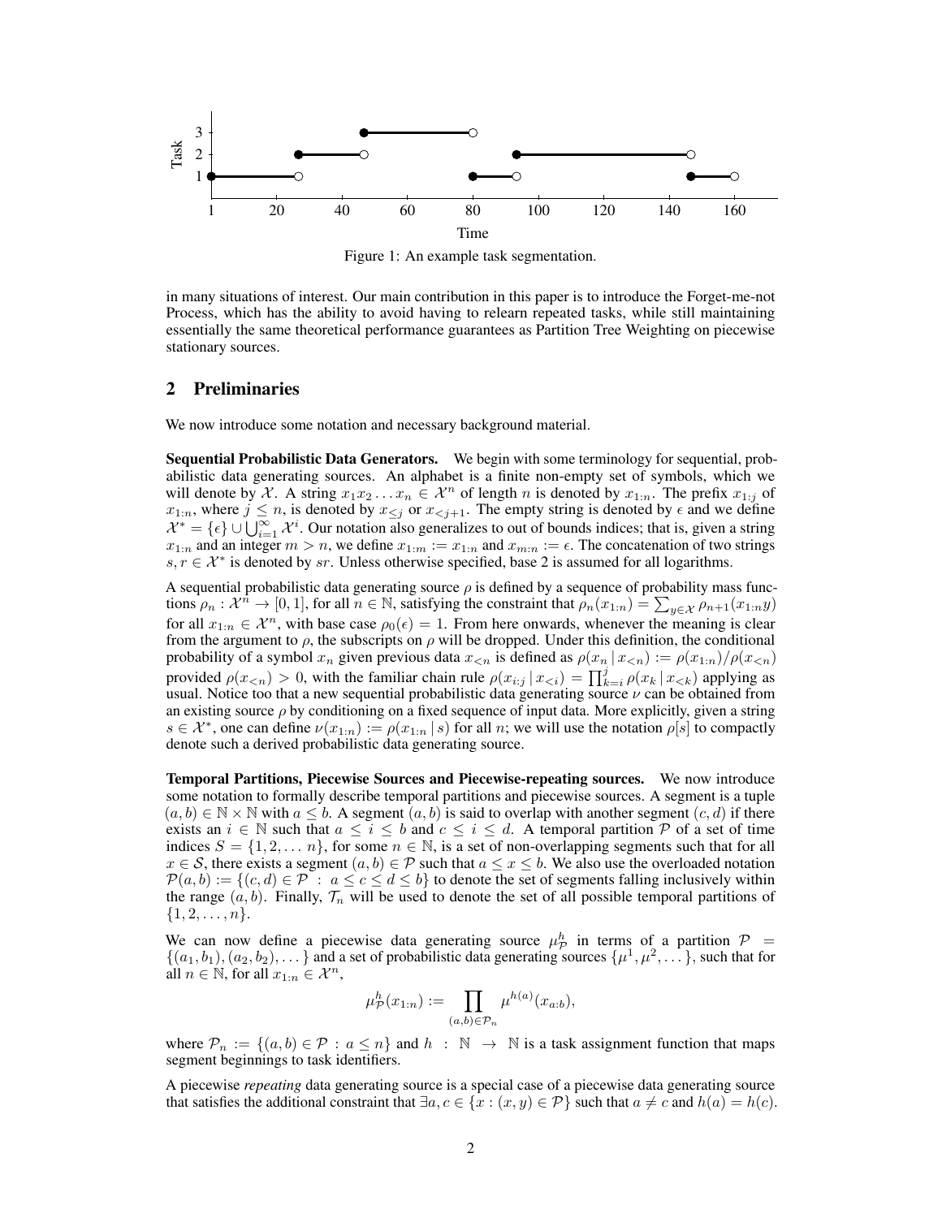Figure 1: An example task segmentation.

in many situations of interest. Our main contribution in this paper is to introduce the Forget-me-not Process, which has the ability to avoid having to relearn repeated tasks, while still maintaining essentially the same theoretical performance guarantees as Partition Tree Weighting on piecewise stationary sources.

## 2 Preliminaries

We now introduce some notation and necessary background material.

**Sequential Probabilistic Data Generators.** We begin with some terminology for sequential, probabilistic data generating sources. An alphabet is a finite non-empty set of symbols, which we will denote by $\mathcal{X}$. A string $x_1 x_2 \dots x_n \in \mathcal{X}^n$ of length $n$ is denoted by $x_{1:n}$. The prefix $x_{1:j}$ of $x_{1:n}$, where $j \leq n$, is denoted by $x_{\leq j}$ or $x_{<j+1}$. The empty string is denoted by $\epsilon$ and we define $\mathcal{X}^* = \{\epsilon\} \cup \bigcup_{i=1}^{\infty} \mathcal{X}^i$. Our notation also generalizes to out of bounds indices; that is, given a string $x_{1:n}$ and an integer $m > n$, we define $x_{1:m} := x_{1:n}$ and $x_{m:n} := \epsilon$. The concatenation of two strings $s, r \in \mathcal{X}^*$ is denoted by $sr$. Unless otherwise specified, base 2 is assumed for all logarithms.

A sequential probabilistic data generating source $\rho$ is defined by a sequence of probability mass functions $\rho_n : \mathcal{X}^n \to [0, 1]$, for all $n \in \mathbb{N}$, satisfying the constraint that $\rho_n(x_{1:n}) = \sum_{y \in \mathcal{X}} \rho_{n+1}(x_{1:n}y)$ for all $x_{1:n} \in \mathcal{X}^n$, with base case $\rho_0(\epsilon) = 1$. From here onwards, whenever the meaning is clear from the argument to $\rho$, the subscripts on $\rho$ will be dropped. Under this definition, the conditional probability of a symbol $x_n$ given previous data $x_{<n}$ is defined as $\rho(x_n \,|\, x_{<n}) := \rho(x_{1:n})/\rho(x_{<n})$ provided $\rho(x_{<n}) > 0$, with the familiar chain rule $\rho(x_{i:j} \,|\, x_{<i}) = \prod_{k=i}^{j} \rho(x_k \,|\, x_{<k})$ applying as usual. Notice too that a new sequential probabilistic data generating source $\nu$ can be obtained from an existing source $\rho$ by conditioning on a fixed sequence of input data. More explicitly, given a string $s \in \mathcal{X}^*$, one can define $\nu(x_{1:n}) := \rho(x_{1:n} \,|\, s)$ for all $n$; we will use the notation $\rho[s]$ to compactly denote such a derived probabilistic data generating source.

**Temporal Partitions, Piecewise Sources and Piecewise-repeating sources.** We now introduce some notation to formally describe temporal partitions and piecewise sources. A segment is a tuple $(a, b) \in \mathbb{N} \times \mathbb{N}$ with $a \leq b$. A segment $(a, b)$ is said to overlap with another segment $(c, d)$ if there exists an $i \in \mathbb{N}$ such that $a \leq i \leq b$ and $c \leq i \leq d$. A temporal partition $\mathcal{P}$ of a set of time indices $S = \{1, 2, \dots n\}$, for some $n \in \mathbb{N}$, is a set of non-overlapping segments such that for all $x \in \mathcal{S}$, there exists a segment $(a, b) \in \mathcal{P}$ such that $a \leq x \leq b$. We also use the overloaded notation $\mathcal{P}(a, b) := \{(c, d) \in \mathcal{P} \;:\; a \leq c \leq d \leq b\}$ to denote the set of segments falling inclusively within the range $(a, b)$. Finally, $\mathcal{T}_n$ will be used to denote the set of all possible temporal partitions of $\{1, 2, \dots, n\}$.

We can now define a piecewise data generating source $\mu^h_{\mathcal{P}}$ in terms of a partition $\mathcal{P} = \{(a_1, b_1), (a_2, b_2), \dots\}$ and a set of probabilistic data generating sources $\{\mu^1, \mu^2, \dots\}$, such that for all $n \in \mathbb{N}$, for all $x_{1:n} \in \mathcal{X}^n$,

$$\mu^h_{\mathcal{P}}(x_{1:n}) := \prod_{(a,b) \in \mathcal{P}_n} \mu^{h(a)}(x_{a:b}),$$

where $\mathcal{P}_n := \{(a, b) \in \mathcal{P} \,:\, a \leq n\}$ and $h \;:\; \mathbb{N} \;\to\; \mathbb{N}$ is a task assignment function that maps segment beginnings to task identifiers.

A piecewise *repeating* data generating source is a special case of a piecewise data generating source that satisfies the additional constraint that $\exists a, c \in \{x : (x, y) \in \mathcal{P}\}$ such that $a \neq c$ and $h(a) = h(c)$.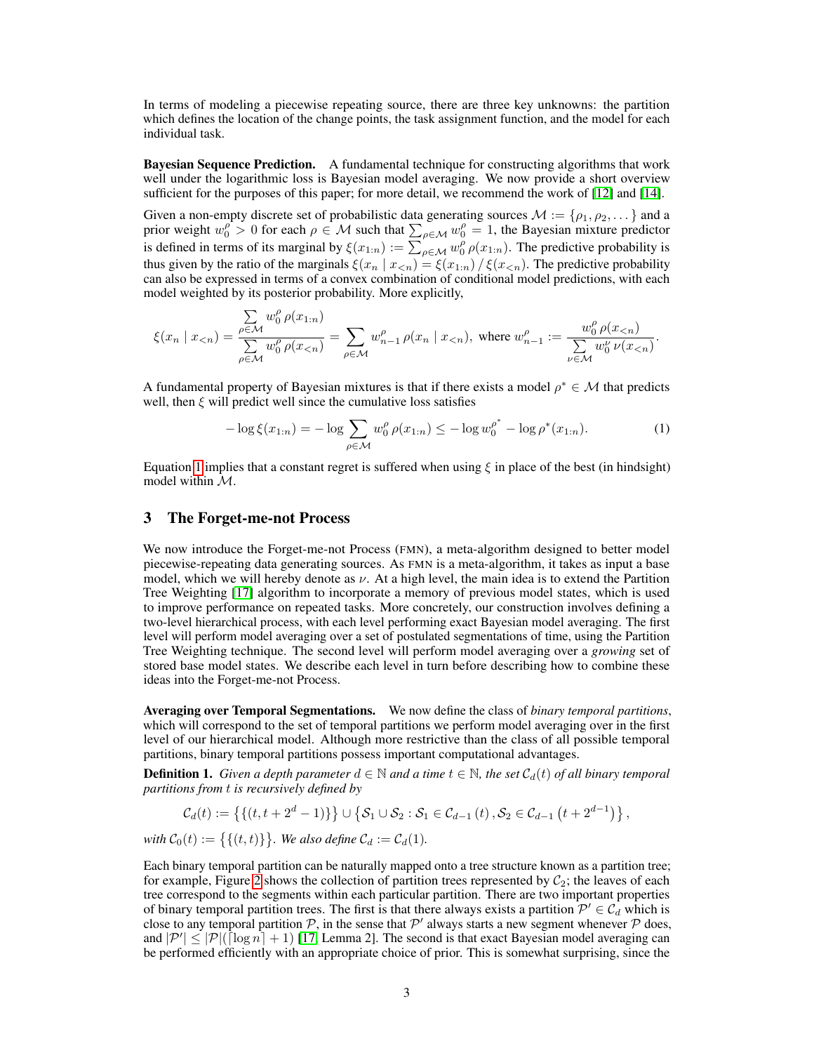In terms of modeling a piecewise repeating source, there are three key unknowns: the partition which defines the location of the change points, the task assignment function, and the model for each individual task.

**Bayesian Sequence Prediction.** A fundamental technique for constructing algorithms that work well under the logarithmic loss is Bayesian model averaging. We now provide a short overview sufficient for the purposes of this paper; for more detail, we recommend the work of [12] and [14].

Given a non-empty discrete set of probabilistic data generating sources $\mathcal{M} := \{\rho_1, \rho_2, \dots\}$ and a prior weight $w_0^\rho > 0$ for each $\rho \in \mathcal{M}$ such that $\sum_{\rho \in \mathcal{M}} w_0^\rho = 1$, the Bayesian mixture predictor is defined in terms of its marginal by $\xi(x_{1:n}) := \sum_{\rho \in \mathcal{M}} w_0^\rho \, \rho(x_{1:n})$. The predictive probability is thus given by the ratio of the marginals $\xi(x_n \mid x_{<n}) = \xi(x_{1:n}) \, / \, \xi(x_{<n})$. The predictive probability can also be expressed in terms of a convex combination of conditional model predictions, with each model weighted by its posterior probability. More explicitly,

$$\xi(x_n \mid x_{<n}) = \frac{\sum\limits_{\rho \in \mathcal{M}} w_0^\rho \, \rho(x_{1:n})}{\sum\limits_{\rho \in \mathcal{M}} w_0^\rho \, \rho(x_{<n})} = \sum_{\rho \in \mathcal{M}} w_{n-1}^\rho \, \rho(x_n \mid x_{<n}), \text{ where } w_{n-1}^\rho := \frac{w_0^\rho \, \rho(x_{<n})}{\sum\limits_{\nu \in \mathcal{M}} w_0^\nu \, \nu(x_{<n})}.$$

A fundamental property of Bayesian mixtures is that if there exists a model $\rho^* \in \mathcal{M}$ that predicts well, then $\xi$ will predict well since the cumulative loss satisfies

$$-\log \xi(x_{1:n}) = -\log \sum_{\rho \in \mathcal{M}} w_0^\rho \, \rho(x_{1:n}) \leq -\log w_0^{\rho^*} - \log \rho^*(x_{1:n}). \tag{1}$$

Equation 1 implies that a constant regret is suffered when using $\xi$ in place of the best (in hindsight) model within $\mathcal{M}$.

## 3 The Forget-me-not Process

We now introduce the Forget-me-not Process (FMN), a meta-algorithm designed to better model piecewise-repeating data generating sources. As FMN is a meta-algorithm, it takes as input a base model, which we will hereby denote as $\nu$. At a high level, the main idea is to extend the Partition Tree Weighting [17] algorithm to incorporate a memory of previous model states, which is used to improve performance on repeated tasks. More concretely, our construction involves defining a two-level hierarchical process, with each level performing exact Bayesian model averaging. The first level will perform model averaging over a set of postulated segmentations of time, using the Partition Tree Weighting technique. The second level will perform model averaging over a *growing* set of stored base model states. We describe each level in turn before describing how to combine these ideas into the Forget-me-not Process.

**Averaging over Temporal Segmentations.** We now define the class of *binary temporal partitions*, which will correspond to the set of temporal partitions we perform model averaging over in the first level of our hierarchical model. Although more restrictive than the class of all possible temporal partitions, binary temporal partitions possess important computational advantages.

**Definition 1.** *Given a depth parameter $d \in \mathbb{N}$ and a time $t \in \mathbb{N}$, the set $\mathcal{C}_d(t)$ of all binary temporal partitions from $t$ is recursively defined by*

$$\mathcal{C}_d(t) := \left\{ \{(t, t + 2^d - 1)\} \right\} \cup \left\{ \mathcal{S}_1 \cup \mathcal{S}_2 : \mathcal{S}_1 \in \mathcal{C}_{d-1}(t), \mathcal{S}_2 \in \mathcal{C}_{d-1}\left(t + 2^{d-1}\right) \right\},$$

*with $\mathcal{C}_0(t) := \left\{ \{(t,t)\} \right\}$. We also define $\mathcal{C}_d := \mathcal{C}_d(1)$.*

Each binary temporal partition can be naturally mapped onto a tree structure known as a partition tree; for example, Figure 2 shows the collection of partition trees represented by $\mathcal{C}_2$; the leaves of each tree correspond to the segments within each particular partition. There are two important properties of binary temporal partition trees. The first is that there always exists a partition $\mathcal{P}' \in \mathcal{C}_d$ which is close to any temporal partition $\mathcal{P}$, in the sense that $\mathcal{P}'$ always starts a new segment whenever $\mathcal{P}$ does, and $|\mathcal{P}'| \leq |\mathcal{P}|(\lceil \log n \rceil + 1)$ [17, Lemma 2]. The second is that exact Bayesian model averaging can be performed efficiently with an appropriate choice of prior. This is somewhat surprising, since the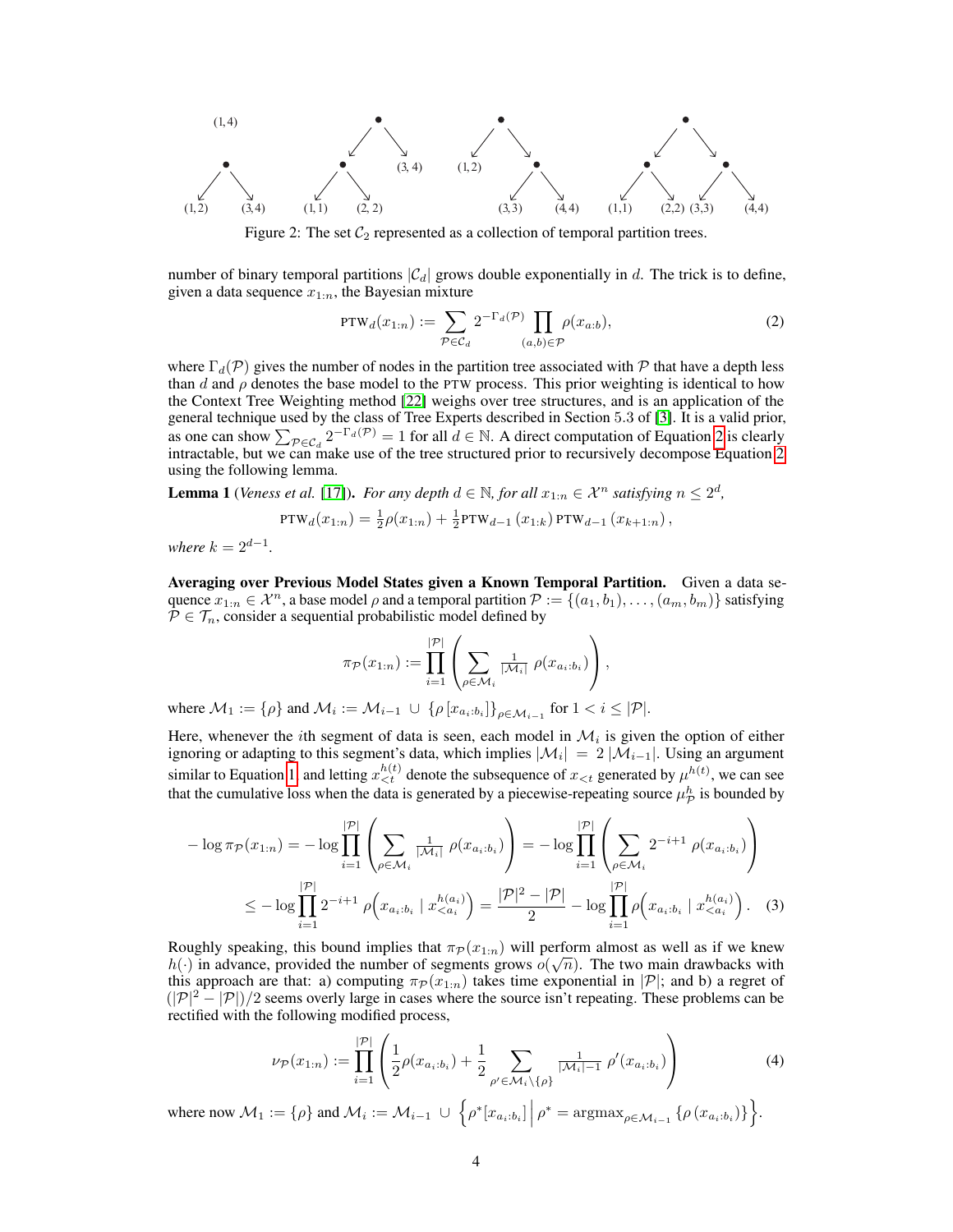Figure 2: The set $\mathcal{C}_2$ represented as a collection of temporal partition trees.

number of binary temporal partitions $|\mathcal{C}_d|$ grows double exponentially in $d$. The trick is to define, given a data sequence $x_{1:n}$, the Bayesian mixture

$$\text{PTW}_d(x_{1:n}) := \sum_{\mathcal{P} \in \mathcal{C}_d} 2^{-\Gamma_d(\mathcal{P})} \prod_{(a,b) \in \mathcal{P}} \rho(x_{a:b}), \tag{2}$$

where $\Gamma_d(\mathcal{P})$ gives the number of nodes in the partition tree associated with $\mathcal{P}$ that have a depth less than $d$ and $\rho$ denotes the base model to the PTW process. This prior weighting is identical to how the Context Tree Weighting method [22] weighs over tree structures, and is an application of the general technique used by the class of Tree Experts described in Section 5.3 of [3]. It is a valid prior, as one can show $\sum_{\mathcal{P} \in \mathcal{C}_d} 2^{-\Gamma_d(\mathcal{P})} = 1$ for all $d \in \mathbb{N}$. A direct computation of Equation 2 is clearly intractable, but we can make use of the tree structured prior to recursively decompose Equation 2 using the following lemma.

**Lemma 1** (*Veness et al.* [17]). *For any depth $d \in \mathbb{N}$, for all $x_{1:n} \in \mathcal{X}^n$ satisfying $n \leq 2^d$,*

$$\text{PTW}_d(x_{1:n}) = \tfrac{1}{2}\rho(x_{1:n}) + \tfrac{1}{2}\text{PTW}_{d-1}(x_{1:k})\, \text{PTW}_{d-1}(x_{k+1:n}),$$

*where $k = 2^{d-1}$.*

**Averaging over Previous Model States given a Known Temporal Partition.** Given a data sequence $x_{1:n} \in \mathcal{X}^n$, a base model $\rho$ and a temporal partition $\mathcal{P} := \{(a_1, b_1), \ldots, (a_m, b_m)\}$ satisfying $\mathcal{P} \in \mathcal{T}_n$, consider a sequential probabilistic model defined by

$$\pi_{\mathcal{P}}(x_{1:n}) := \prod_{i=1}^{|\mathcal{P}|} \left( \sum_{\rho \in \mathcal{M}_i} \tfrac{1}{|\mathcal{M}_i|}\, \rho(x_{a_i:b_i}) \right),$$

where $\mathcal{M}_1 := \{\rho\}$ and $\mathcal{M}_i := \mathcal{M}_{i-1} \cup \{\rho\,[x_{a_i:b_i}]\}_{\rho \in \mathcal{M}_{i-1}}$ for $1 < i \leq |\mathcal{P}|$.

Here, whenever the $i$th segment of data is seen, each model in $\mathcal{M}_i$ is given the option of either ignoring or adapting to this segment's data, which implies $|\mathcal{M}_i| = 2\,|\mathcal{M}_{i-1}|$. Using an argument similar to Equation 1 and letting $x_{<t}^{h(t)}$ denote the subsequence of $x_{<t}$ generated by $\mu^{h(t)}$, we can see that the cumulative loss when the data is generated by a piecewise-repeating source $\mu^h_{\mathcal{P}}$ is bounded by

$$\begin{aligned}
-\log \pi_{\mathcal{P}}(x_{1:n}) &= -\log \prod_{i=1}^{|\mathcal{P}|} \left( \sum_{\rho \in \mathcal{M}_i} \tfrac{1}{|\mathcal{M}_i|}\, \rho(x_{a_i:b_i}) \right) = -\log \prod_{i=1}^{|\mathcal{P}|} \left( \sum_{\rho \in \mathcal{M}_i} 2^{-i+1}\, \rho(x_{a_i:b_i}) \right) \\
&\leq -\log \prod_{i=1}^{|\mathcal{P}|} 2^{-i+1}\, \rho\Big(x_{a_i:b_i} \mid x_{<a_i}^{h(a_i)}\Big) = \frac{|\mathcal{P}|^2 - |\mathcal{P}|}{2} - \log \prod_{i=1}^{|\mathcal{P}|} \rho\Big(x_{a_i:b_i} \mid x_{<a_i}^{h(a_i)}\Big). 
\end{aligned} \tag{3}$$

Roughly speaking, this bound implies that $\pi_{\mathcal{P}}(x_{1:n})$ will perform almost as well as if we knew $h(\cdot)$ in advance, provided the number of segments grows $o(\sqrt{n})$. The two main drawbacks with this approach are that: a) computing $\pi_{\mathcal{P}}(x_{1:n})$ takes time exponential in $|\mathcal{P}|$; and b) a regret of $(|\mathcal{P}|^2 - |\mathcal{P}|)/2$ seems overly large in cases where the source isn't repeating. These problems can be rectified with the following modified process,

$$\nu_{\mathcal{P}}(x_{1:n}) := \prod_{i=1}^{|\mathcal{P}|} \left( \frac{1}{2}\rho(x_{a_i:b_i}) + \frac{1}{2} \sum_{\rho' \in \mathcal{M}_i \setminus \{\rho\}} \tfrac{1}{|\mathcal{M}_i| - 1}\, \rho'(x_{a_i:b_i}) \right) \tag{4}$$

where now $\mathcal{M}_1 := \{\rho\}$ and $\mathcal{M}_i := \mathcal{M}_{i-1} \cup \Big\{ \rho^*[x_{a_i:b_i}] \,\Big|\, \rho^* = \text{argmax}_{\rho \in \mathcal{M}_{i-1}} \{\rho\,(x_{a_i:b_i})\} \Big\}$.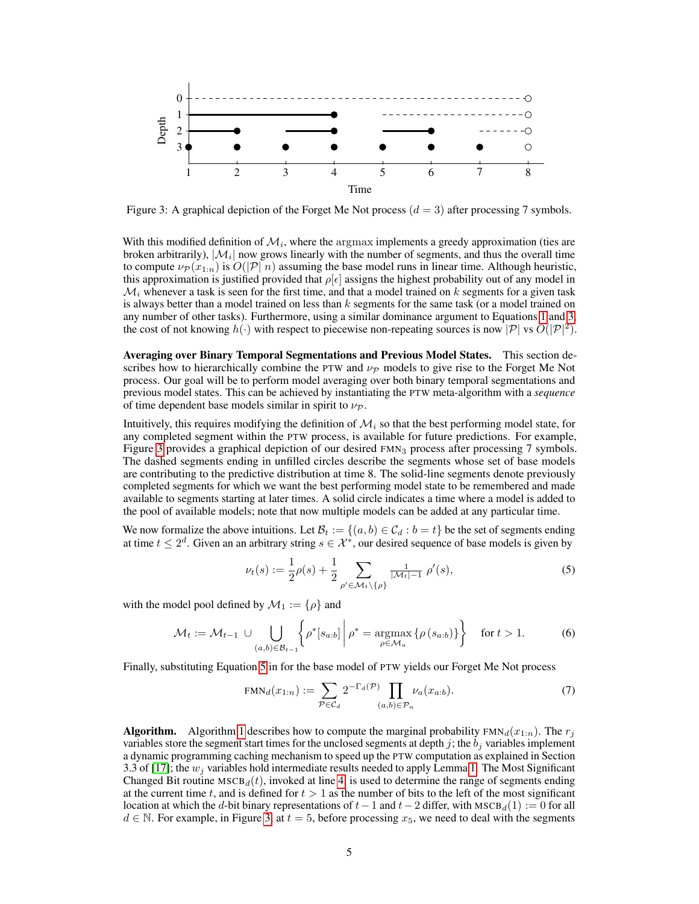Figure 3: A graphical depiction of the Forget Me Not process ($d = 3$) after processing 7 symbols.

With this modified definition of $\mathcal{M}_i$, where the argmax implements a greedy approximation (ties are broken arbitrarily), $|\mathcal{M}_i|$ now grows linearly with the number of segments, and thus the overall time to compute $\nu_{\mathcal{P}}(x_{1:n})$ is $O(|\mathcal{P}|\, n)$ assuming the base model runs in linear time. Although heuristic, this approximation is justified provided that $\rho[\epsilon]$ assigns the highest probability out of any model in $\mathcal{M}_i$ whenever a task is seen for the first time, and that a model trained on $k$ segments for a given task is always better than a model trained on less than $k$ segments for the same task (or a model trained on any number of other tasks). Furthermore, using a similar dominance argument to Equations 1 and 3, the cost of not knowing $h(\cdot)$ with respect to piecewise non-repeating sources is now $|\mathcal{P}|$ vs $O(|\mathcal{P}|^2)$.

**Averaging over Binary Temporal Segmentations and Previous Model States.** This section describes how to hierarchically combine the PTW and $\nu_{\mathcal{P}}$ models to give rise to the Forget Me Not process. Our goal will be to perform model averaging over both binary temporal segmentations and previous model states. This can be achieved by instantiating the PTW meta-algorithm with a ***sequence*** of time dependent base models similar in spirit to $\nu_{\mathcal{P}}$.

Intuitively, this requires modifying the definition of $\mathcal{M}_i$ so that the best performing model state, for any completed segment within the PTW process, is available for future predictions. For example, Figure 3 provides a graphical depiction of our desired $\text{FMN}_3$ process after processing 7 symbols. The dashed segments ending in unfilled circles describe the segments whose set of base models are contributing to the predictive distribution at time 8. The solid-line segments denote previously completed segments for which we want the best performing model state to be remembered and made available to segments starting at later times. A solid circle indicates a time where a model is added to the pool of available models; note that now multiple models can be added at any particular time.

We now formalize the above intuitions. Let $\mathcal{B}_t := \{(a, b) \in \mathcal{C}_d : b = t\}$ be the set of segments ending at time $t \leq 2^d$. Given an an arbitrary string $s \in \mathcal{X}^*$, our desired sequence of base models is given by

$$\nu_t(s) := \frac{1}{2}\rho(s) + \frac{1}{2} \sum_{\rho' \in \mathcal{M}_t \setminus \{\rho\}} \tfrac{1}{|\mathcal{M}_t|-1}\, \rho'(s), \tag{5}$$

with the model pool defined by $\mathcal{M}_1 := \{\rho\}$ and

$$\mathcal{M}_t := \mathcal{M}_{t-1} \,\cup \bigcup_{(a,b) \in \mathcal{B}_{t-1}} \left\{ \rho^*[s_{a:b}] \,\middle|\, \rho^* = \operatorname*{argmax}_{\rho \in \mathcal{M}_a} \{\rho\,(s_{a:b})\} \right\} \quad \text{for } t > 1. \tag{6}$$

Finally, substituting Equation 5 in for the base model of PTW yields our Forget Me Not process

$$\text{FMN}_d(x_{1:n}) := \sum_{\mathcal{P} \in \mathcal{C}_d} 2^{-\Gamma_d(\mathcal{P})} \prod_{(a,b) \in \mathcal{P}_n} \nu_a(x_{a:b}). \tag{7}$$

**Algorithm.** Algorithm 1 describes how to compute the marginal probability $\text{FMN}_d(x_{1:n})$. The $r_j$ variables store the segment start times for the unclosed segments at depth $j$; the $b_j$ variables implement a dynamic programming caching mechanism to speed up the PTW computation as explained in Section 3.3 of [17]; the $w_j$ variables hold intermediate results needed to apply Lemma 1. The Most Significant Changed Bit routine $\text{MSCB}_d(t)$, invoked at line 4, is used to determine the range of segments ending at the current time $t$, and is defined for $t > 1$ as the number of bits to the left of the most significant location at which the $d$-bit binary representations of $t-1$ and $t-2$ differ, with $\text{MSCB}_d(1) := 0$ for all $d \in \mathbb{N}$. For example, in Figure 3, at $t = 5$, before processing $x_5$, we need to deal with the segments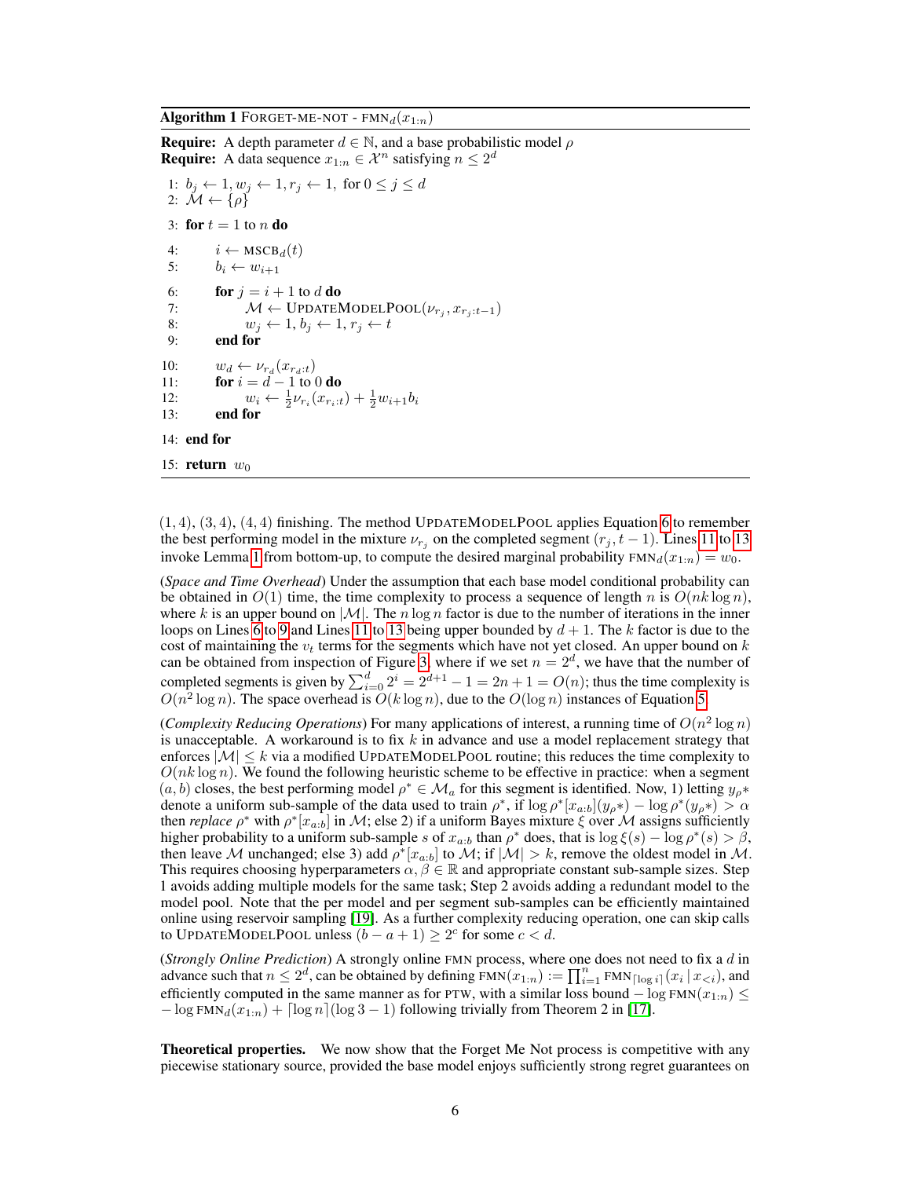**Algorithm 1** FORGET-ME-NOT - $\text{FMN}_d(x_{1:n})$

**Require:** A depth parameter $d \in \mathbb{N}$, and a base probabilistic model $\rho$
**Require:** A data sequence $x_{1:n} \in \mathcal{X}^n$ satisfying $n \leq 2^d$

```
1: b_j ← 1, w_j ← 1, r_j ← 1, for 0 ≤ j ≤ d
2: M ← {ρ}
3: for t = 1 to n do
4:     i ← MSCB_d(t)
5:     b_i ← w_{i+1}
6:     for j = i + 1 to d do
7:         M ← UPDATEMODELPOOL(ν_{r_j}, x_{r_j:t-1})
8:         w_j ← 1, b_j ← 1, r_j ← t
9:     end for
10:    w_d ← ν_{r_d}(x_{r_d:t})
11:    for i = d − 1 to 0 do
12:        w_i ← ½ ν_{r_i}(x_{r_i:t}) + ½ w_{i+1} b_i
13:    end for
14: end for
15: return w_0
```

$(1,4)$, $(3,4)$, $(4,4)$ finishing. The method UPDATEMODELPOOL applies Equation 6 to remember the best performing model in the mixture $\nu_{r_j}$ on the completed segment $(r_j, t-1)$. Lines 11 to 13 invoke Lemma 1 from bottom-up, to compute the desired marginal probability $\text{FMN}_d(x_{1:n}) = w_0$.

(*Space and Time Overhead*) Under the assumption that each base model conditional probability can be obtained in $O(1)$ time, the time complexity to process a sequence of length $n$ is $O(nk \log n)$, where $k$ is an upper bound on $|\mathcal{M}|$. The $n \log n$ factor is due to the number of iterations in the inner loops on Lines 6 to 9 and Lines 11 to 13 being upper bounded by $d+1$. The $k$ factor is due to the cost of maintaining the $v_t$ terms for the segments which have not yet closed. An upper bound on $k$ can be obtained from inspection of Figure 3, where if we set $n = 2^d$, we have that the number of completed segments is given by $\sum_{i=0}^{d} 2^i = 2^{d+1} - 1 = 2n + 1 = O(n)$; thus the time complexity is $O(n^2 \log n)$. The space overhead is $O(k \log n)$, due to the $O(\log n)$ instances of Equation 5.

(*Complexity Reducing Operations*) For many applications of interest, a running time of $O(n^2 \log n)$ is unacceptable. A workaround is to fix $k$ in advance and use a model replacement strategy that enforces $|\mathcal{M}| \leq k$ via a modified UPDATEMODELPOOL routine; this reduces the time complexity to $O(nk \log n)$. We found the following heuristic scheme to be effective in practice: when a segment $(a, b)$ closes, the best performing model $\rho^* \in \mathcal{M}_a$ for this segment is identified. Now, 1) letting $y_{\rho}*$ denote a uniform sub-sample of the data used to train $\rho^*$, if $\log \rho^*[x_{a:b}](y_{\rho}*) - \log \rho^*(y_{\rho}*) > \alpha$ then *replace* $\rho^*$ with $\rho^*[x_{a:b}]$ in $\mathcal{M}$; else 2) if a uniform Bayes mixture $\xi$ over $\mathcal{M}$ assigns sufficiently higher probability to a uniform sub-sample $s$ of $x_{a:b}$ than $\rho^*$ does, that is $\log \xi(s) - \log \rho^*(s) > \beta$, then leave $\mathcal{M}$ unchanged; else 3) add $\rho^*[x_{a:b}]$ to $\mathcal{M}$; if $|\mathcal{M}| > k$, remove the oldest model in $\mathcal{M}$. This requires choosing hyperparameters $\alpha, \beta \in \mathbb{R}$ and appropriate constant sub-sample sizes. Step 1 avoids adding multiple models for the same task; Step 2 avoids adding a redundant model to the model pool. Note that the per model and per segment sub-samples can be efficiently maintained online using reservoir sampling [19]. As a further complexity reducing operation, one can skip calls to UPDATEMODELPOOL unless $(b - a + 1) \geq 2^c$ for some $c < d$.

(*Strongly Online Prediction*) A strongly online FMN process, where one does not need to fix a $d$ in advance such that $n \leq 2^d$, can be obtained by defining $\text{FMN}(x_{1:n}) := \prod_{i=1}^{n} \text{FMN}_{\lceil \log i \rceil}(x_i \,|\, x_{<i})$, and efficiently computed in the same manner as for PTW, with a similar loss bound $-\log \text{FMN}(x_{1:n}) \leq -\log \text{FMN}_d(x_{1:n}) + \lceil \log n \rceil (\log 3 - 1)$ following trivially from Theorem 2 in [17].

**Theoretical properties.** We now show that the Forget Me Not process is competitive with any piecewise stationary source, provided the base model enjoys sufficiently strong regret guarantees on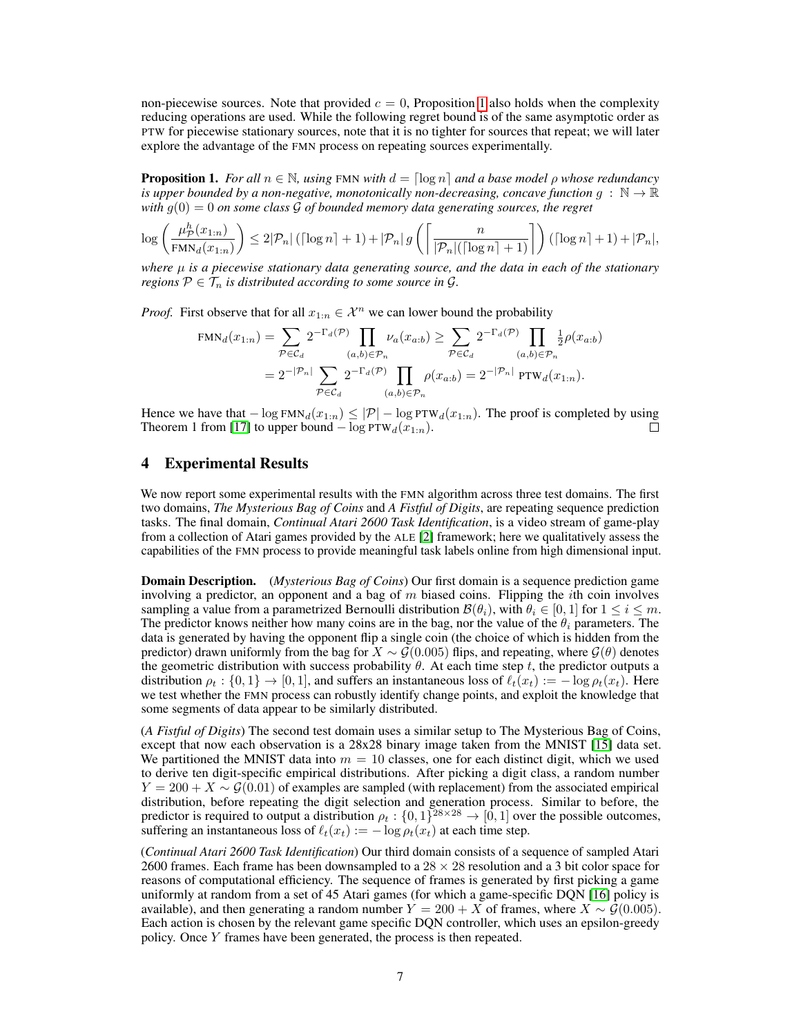non-piecewise sources. Note that provided $c = 0$, Proposition 1 also holds when the complexity reducing operations are used. While the following regret bound is of the same asymptotic order as PTW for piecewise stationary sources, note that it is no tighter for sources that repeat; we will later explore the advantage of the FMN process on repeating sources experimentally.

**Proposition 1.** *For all $n \in \mathbb{N}$, using* FMN *with $d = \lceil \log n \rceil$ and a base model $\rho$ whose redundancy is upper bounded by a non-negative, monotonically non-decreasing, concave function $g : \mathbb{N} \to \mathbb{R}$ with $g(0) = 0$ on some class $\mathcal{G}$ of bounded memory data generating sources, the regret*

$$\log \left( \frac{\mu^h_{\mathcal{P}}(x_{1:n})}{\text{FMN}_d(x_{1:n})} \right) \leq 2|\mathcal{P}_n| \left( \lceil \log n \rceil + 1 \right) + |\mathcal{P}_n| \, g\left( \left\lceil \frac{n}{|\mathcal{P}_n|(\lceil \log n \rceil + 1)} \right\rceil \right) \left( \lceil \log n \rceil + 1 \right) + |\mathcal{P}_n|,$$

*where $\mu$ is a piecewise stationary data generating source, and the data in each of the stationary regions $\mathcal{P} \in \mathcal{T}_n$ is distributed according to some source in $\mathcal{G}$.*

*Proof.* First observe that for all $x_{1:n} \in \mathcal{X}^n$ we can lower bound the probability

$$\begin{aligned} \text{FMN}_d(x_{1:n}) &= \sum_{\mathcal{P} \in \mathcal{C}_d} 2^{-\Gamma_d(\mathcal{P})} \prod_{(a,b) \in \mathcal{P}_n} \nu_a(x_{a:b}) \geq \sum_{\mathcal{P} \in \mathcal{C}_d} 2^{-\Gamma_d(\mathcal{P})} \prod_{(a,b) \in \mathcal{P}_n} \tfrac{1}{2} \rho(x_{a:b}) \\ &= 2^{-|\mathcal{P}_n|} \sum_{\mathcal{P} \in \mathcal{C}_d} 2^{-\Gamma_d(\mathcal{P})} \prod_{(a,b) \in \mathcal{P}_n} \rho(x_{a:b}) = 2^{-|\mathcal{P}_n|} \, \text{PTW}_d(x_{1:n}). \end{aligned}$$

Hence we have that $-\log \text{FMN}_d(x_{1:n}) \leq |\mathcal{P}| - \log \text{PTW}_d(x_{1:n})$. The proof is completed by using Theorem 1 from [17] to upper bound $-\log \text{PTW}_d(x_{1:n})$. □

## 4 Experimental Results

We now report some experimental results with the FMN algorithm across three test domains. The first two domains, *The Mysterious Bag of Coins* and *A Fistful of Digits*, are repeating sequence prediction tasks. The final domain, *Continual Atari 2600 Task Identification*, is a video stream of game-play from a collection of Atari games provided by the ALE [2] framework; here we qualitatively assess the capabilities of the FMN process to provide meaningful task labels online from high dimensional input.

**Domain Description.** (*Mysterious Bag of Coins*) Our first domain is a sequence prediction game involving a predictor, an opponent and a bag of $m$ biased coins. Flipping the $i$th coin involves sampling a value from a parametrized Bernoulli distribution $\mathcal{B}(\theta_i)$, with $\theta_i \in [0, 1]$ for $1 \leq i \leq m$. The predictor knows neither how many coins are in the bag, nor the value of the $\theta_i$ parameters. The data is generated by having the opponent flip a single coin (the choice of which is hidden from the predictor) drawn uniformly from the bag for $X \sim \mathcal{G}(0.005)$ flips, and repeating, where $\mathcal{G}(\theta)$ denotes the geometric distribution with success probability $\theta$. At each time step $t$, the predictor outputs a distribution $\rho_t : \{0, 1\} \to [0, 1]$, and suffers an instantaneous loss of $\ell_t(x_t) := -\log \rho_t(x_t)$. Here we test whether the FMN process can robustly identify change points, and exploit the knowledge that some segments of data appear to be similarly distributed.

(*A Fistful of Digits*) The second test domain uses a similar setup to The Mysterious Bag of Coins, except that now each observation is a 28x28 binary image taken from the MNIST [15] data set. We partitioned the MNIST data into $m = 10$ classes, one for each distinct digit, which we used to derive ten digit-specific empirical distributions. After picking a digit class, a random number $Y = 200 + X \sim \mathcal{G}(0.01)$ of examples are sampled (with replacement) from the associated empirical distribution, before repeating the digit selection and generation process. Similar to before, the predictor is required to output a distribution $\rho_t : \{0, 1\}^{28 \times 28} \to [0, 1]$ over the possible outcomes, suffering an instantaneous loss of $\ell_t(x_t) := -\log \rho_t(x_t)$ at each time step.

(*Continual Atari 2600 Task Identification*) Our third domain consists of a sequence of sampled Atari 2600 frames. Each frame has been downsampled to a $28 \times 28$ resolution and a 3 bit color space for reasons of computational efficiency. The sequence of frames is generated by first picking a game uniformly at random from a set of 45 Atari games (for which a game-specific DQN [16] policy is available), and then generating a random number $Y = 200 + X$ of frames, where $X \sim \mathcal{G}(0.005)$. Each action is chosen by the relevant game specific DQN controller, which uses an epsilon-greedy policy. Once $Y$ frames have been generated, the process is then repeated.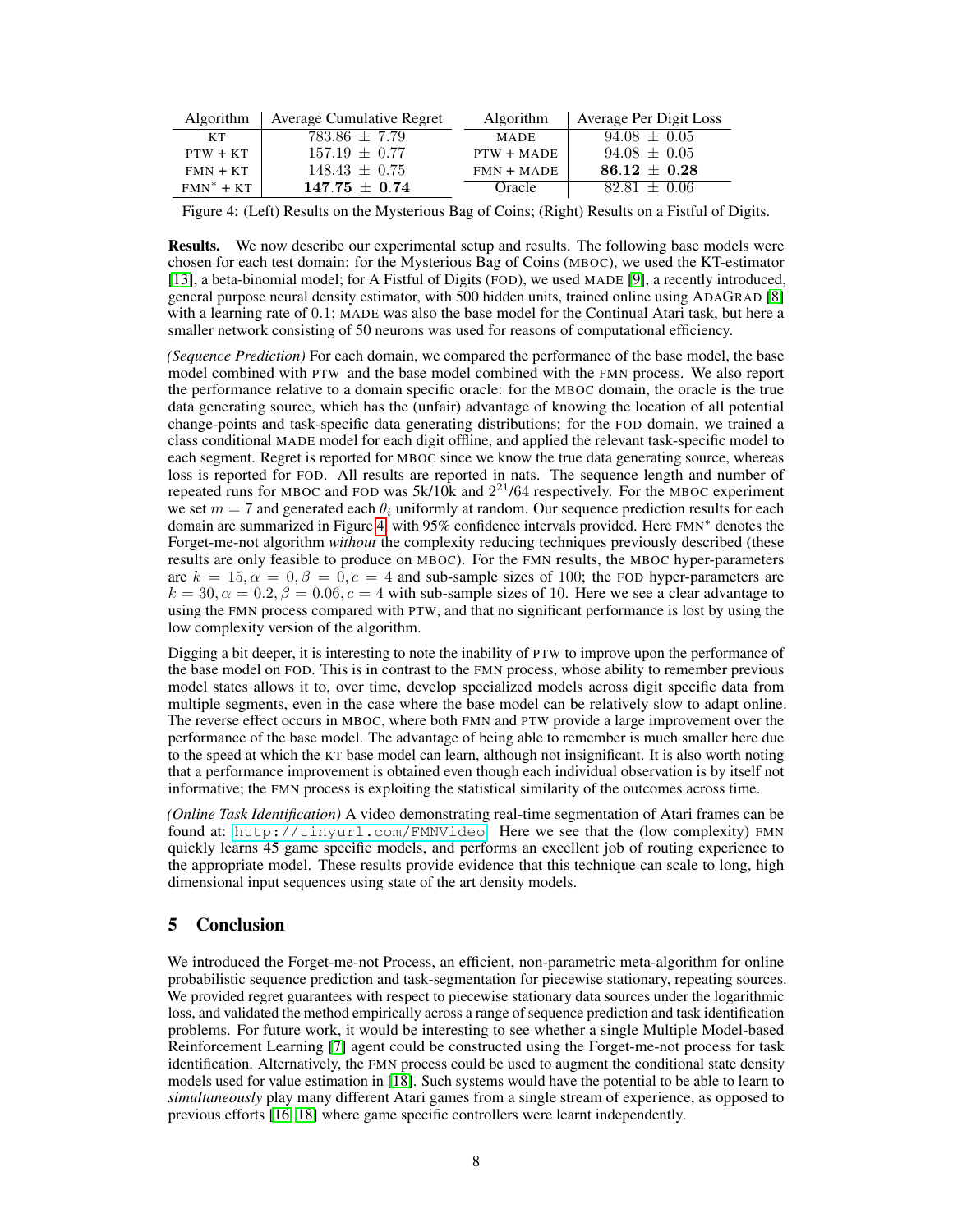| Algorithm | Average Cumulative Regret |
|---|---|
| KT | $783.86 \pm 7.79$ |
| PTW + KT | $157.19 \pm 0.77$ |
| FMN + KT | $148.43 \pm 0.75$ |
| FMN* + KT | $\mathbf{147.75 \pm 0.74}$ |

| Algorithm | Average Per Digit Loss |
|---|---|
| MADE | $94.08 \pm 0.05$ |
| PTW + MADE | $94.08 \pm 0.05$ |
| FMN + MADE | $\mathbf{86.12 \pm 0.28}$ |
| Oracle | $82.81 \pm 0.06$ |

Figure 4: (Left) Results on the Mysterious Bag of Coins; (Right) Results on a Fistful of Digits.

**Results.** We now describe our experimental setup and results. The following base models were chosen for each test domain: for the Mysterious Bag of Coins (MBOC), we used the KT-estimator [13], a beta-binomial model; for A Fistful of Digits (FOD), we used MADE [9], a recently introduced, general purpose neural density estimator, with 500 hidden units, trained online using ADAGRAD [8] with a learning rate of 0.1; MADE was also the base model for the Continual Atari task, but here a smaller network consisting of 50 neurons was used for reasons of computational efficiency.

*(Sequence Prediction)* For each domain, we compared the performance of the base model, the base model combined with PTW and the base model combined with the FMN process. We also report the performance relative to a domain specific oracle: for the MBOC domain, the oracle is the true data generating source, which has the (unfair) advantage of knowing the location of all potential change-points and task-specific data generating distributions; for the FOD domain, we trained a class conditional MADE model for each digit offline, and applied the relevant task-specific model to each segment. Regret is reported for MBOC since we know the true data generating source, whereas loss is reported for FOD. All results are reported in nats. The sequence length and number of repeated runs for MBOC and FOD was 5k/10k and $2^{21}$/64 respectively. For the MBOC experiment we set $m = 7$ and generated each $\theta_i$ uniformly at random. Our sequence prediction results for each domain are summarized in Figure 4 with 95% confidence intervals provided. Here FMN* denotes the Forget-me-not algorithm *without* the complexity reducing techniques previously described (these results are only feasible to produce on MBOC). For the FMN results, the MBOC hyper-parameters are $k = 15, \alpha = 0, \beta = 0, c = 4$ and sub-sample sizes of 100; the FOD hyper-parameters are $k = 30, \alpha = 0.2, \beta = 0.06, c = 4$ with sub-sample sizes of 10. Here we see a clear advantage to using the FMN process compared with PTW, and that no significant performance is lost by using the low complexity version of the algorithm.

Digging a bit deeper, it is interesting to note the inability of PTW to improve upon the performance of the base model on FOD. This is in contrast to the FMN process, whose ability to remember previous model states allows it to, over time, develop specialized models across digit specific data from multiple segments, even in the case where the base model can be relatively slow to adapt online. The reverse effect occurs in MBOC, where both FMN and PTW provide a large improvement over the performance of the base model. The advantage of being able to remember is much smaller here due to the speed at which the KT base model can learn, although not insignificant. It is also worth noting that a performance improvement is obtained even though each individual observation is by itself not informative; the FMN process is exploiting the statistical similarity of the outcomes across time.

*(Online Task Identification)* A video demonstrating real-time segmentation of Atari frames can be found at: `http://tinyurl.com/FMNVideo`. Here we see that the (low complexity) FMN quickly learns 45 game specific models, and performs an excellent job of routing experience to the appropriate model. These results provide evidence that this technique can scale to long, high dimensional input sequences using state of the art density models.

## 5 Conclusion

We introduced the Forget-me-not Process, an efficient, non-parametric meta-algorithm for online probabilistic sequence prediction and task-segmentation for piecewise stationary, repeating sources. We provided regret guarantees with respect to piecewise stationary data sources under the logarithmic loss, and validated the method empirically across a range of sequence prediction and task identification problems. For future work, it would be interesting to see whether a single Multiple Model-based Reinforcement Learning [7] agent could be constructed using the Forget-me-not process for task identification. Alternatively, the FMN process could be used to augment the conditional state density models used for value estimation in [18]. Such systems would have the potential to be able to learn to *simultaneously* play many different Atari games from a single stream of experience, as opposed to previous efforts [16, 18] where game specific controllers were learnt independently.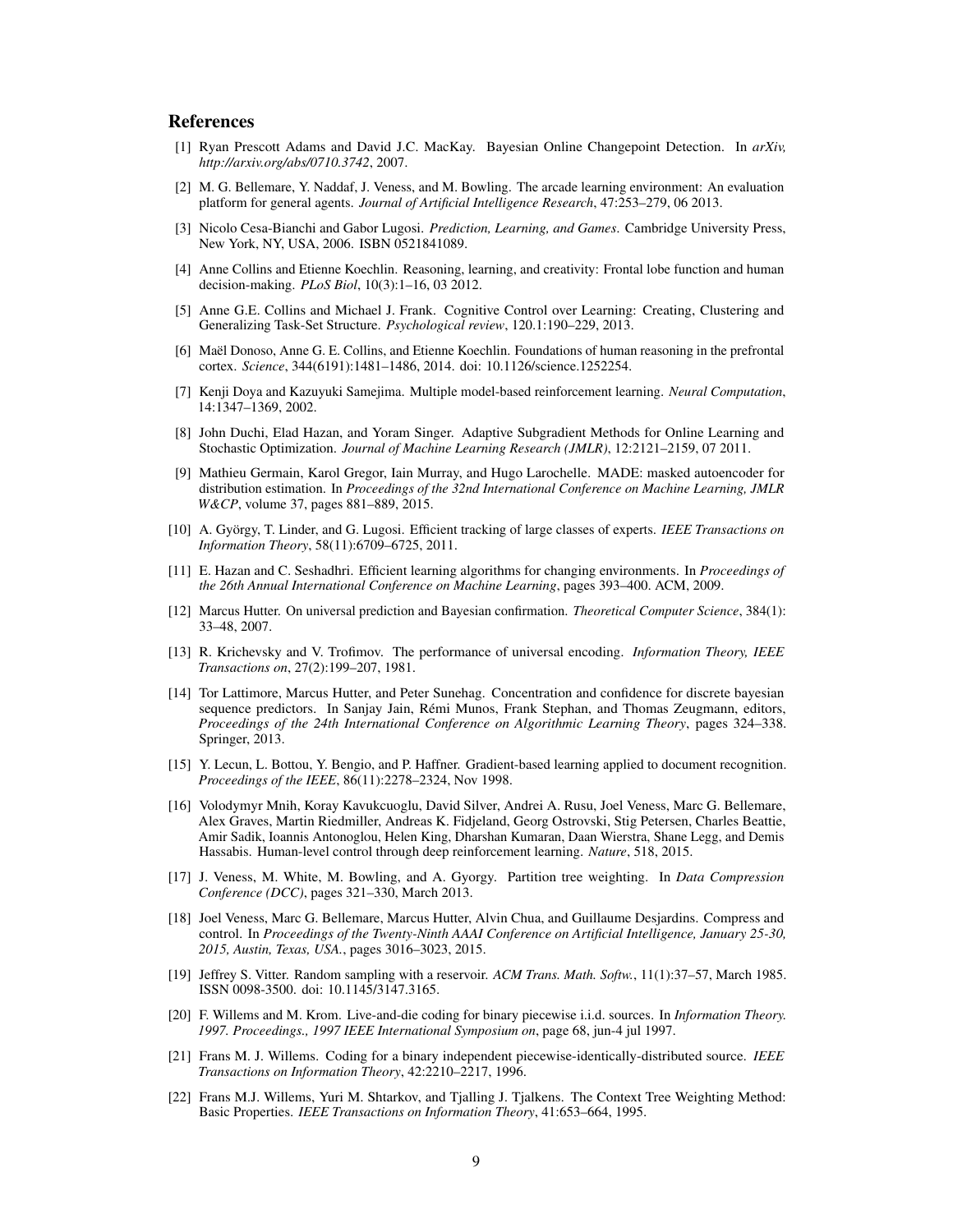## References

[1] Ryan Prescott Adams and David J.C. MacKay. Bayesian Online Changepoint Detection. In *arXiv, http://arxiv.org/abs/0710.3742*, 2007.

[2] M. G. Bellemare, Y. Naddaf, J. Veness, and M. Bowling. The arcade learning environment: An evaluation platform for general agents. *Journal of Artificial Intelligence Research*, 47:253–279, 06 2013.

[3] Nicolo Cesa-Bianchi and Gabor Lugosi. *Prediction, Learning, and Games*. Cambridge University Press, New York, NY, USA, 2006. ISBN 0521841089.

[4] Anne Collins and Etienne Koechlin. Reasoning, learning, and creativity: Frontal lobe function and human decision-making. *PLoS Biol*, 10(3):1–16, 03 2012.

[5] Anne G.E. Collins and Michael J. Frank. Cognitive Control over Learning: Creating, Clustering and Generalizing Task-Set Structure. *Psychological review*, 120.1:190–229, 2013.

[6] Maël Donoso, Anne G. E. Collins, and Etienne Koechlin. Foundations of human reasoning in the prefrontal cortex. *Science*, 344(6191):1481–1486, 2014. doi: 10.1126/science.1252254.

[7] Kenji Doya and Kazuyuki Samejima. Multiple model-based reinforcement learning. *Neural Computation*, 14:1347–1369, 2002.

[8] John Duchi, Elad Hazan, and Yoram Singer. Adaptive Subgradient Methods for Online Learning and Stochastic Optimization. *Journal of Machine Learning Research (JMLR)*, 12:2121–2159, 07 2011.

[9] Mathieu Germain, Karol Gregor, Iain Murray, and Hugo Larochelle. MADE: masked autoencoder for distribution estimation. In *Proceedings of the 32nd International Conference on Machine Learning, JMLR W&CP*, volume 37, pages 881–889, 2015.

[10] A. György, T. Linder, and G. Lugosi. Efficient tracking of large classes of experts. *IEEE Transactions on Information Theory*, 58(11):6709–6725, 2011.

[11] E. Hazan and C. Seshadhri. Efficient learning algorithms for changing environments. In *Proceedings of the 26th Annual International Conference on Machine Learning*, pages 393–400. ACM, 2009.

[12] Marcus Hutter. On universal prediction and Bayesian confirmation. *Theoretical Computer Science*, 384(1): 33–48, 2007.

[13] R. Krichevsky and V. Trofimov. The performance of universal encoding. *Information Theory, IEEE Transactions on*, 27(2):199–207, 1981.

[14] Tor Lattimore, Marcus Hutter, and Peter Sunehag. Concentration and confidence for discrete bayesian sequence predictors. In Sanjay Jain, Rémi Munos, Frank Stephan, and Thomas Zeugmann, editors, *Proceedings of the 24th International Conference on Algorithmic Learning Theory*, pages 324–338. Springer, 2013.

[15] Y. Lecun, L. Bottou, Y. Bengio, and P. Haffner. Gradient-based learning applied to document recognition. *Proceedings of the IEEE*, 86(11):2278–2324, Nov 1998.

[16] Volodymyr Mnih, Koray Kavukcuoglu, David Silver, Andrei A. Rusu, Joel Veness, Marc G. Bellemare, Alex Graves, Martin Riedmiller, Andreas K. Fidjeland, Georg Ostrovski, Stig Petersen, Charles Beattie, Amir Sadik, Ioannis Antonoglou, Helen King, Dharshan Kumaran, Daan Wierstra, Shane Legg, and Demis Hassabis. Human-level control through deep reinforcement learning. *Nature*, 518, 2015.

[17] J. Veness, M. White, M. Bowling, and A. Gyorgy. Partition tree weighting. In *Data Compression Conference (DCC)*, pages 321–330, March 2013.

[18] Joel Veness, Marc G. Bellemare, Marcus Hutter, Alvin Chua, and Guillaume Desjardins. Compress and control. In *Proceedings of the Twenty-Ninth AAAI Conference on Artificial Intelligence, January 25-30, 2015, Austin, Texas, USA.*, pages 3016–3023, 2015.

[19] Jeffrey S. Vitter. Random sampling with a reservoir. *ACM Trans. Math. Softw.*, 11(1):37–57, March 1985. ISSN 0098-3500. doi: 10.1145/3147.3165.

[20] F. Willems and M. Krom. Live-and-die coding for binary piecewise i.i.d. sources. In *Information Theory. 1997. Proceedings., 1997 IEEE International Symposium on*, page 68, jun-4 jul 1997.

[21] Frans M. J. Willems. Coding for a binary independent piecewise-identically-distributed source. *IEEE Transactions on Information Theory*, 42:2210–2217, 1996.

[22] Frans M.J. Willems, Yuri M. Shtarkov, and Tjalling J. Tjalkens. The Context Tree Weighting Method: Basic Properties. *IEEE Transactions on Information Theory*, 41:653–664, 1995.